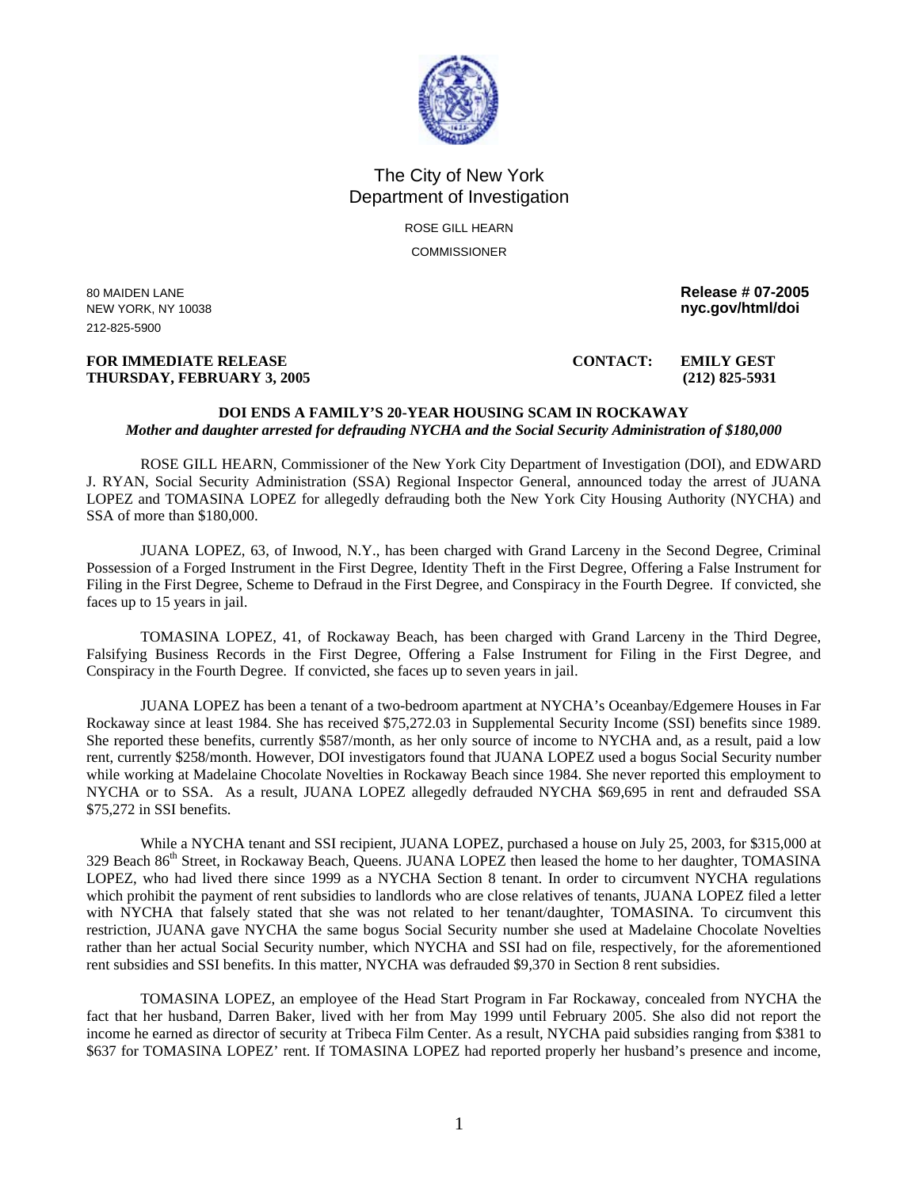# The City of New York
# Department of Investigation

ROSE GILL HEARN

COMMISSIONER

80 MAIDEN LANE
NEW YORK, NY 10038
212-825-5900

**Release # 07-2005**
**nyc.gov/html/doi**

**FOR IMMEDIATE RELEASE**
**THURSDAY, FEBRUARY 3, 2005**

**CONTACT: EMILY GEST**
**(212) 825-5931**

**DOI ENDS A FAMILY'S 20-YEAR HOUSING SCAM IN ROCKAWAY**

***Mother and daughter arrested for defrauding NYCHA and the Social Security Administration of $180,000***

ROSE GILL HEARN, Commissioner of the New York City Department of Investigation (DOI), and EDWARD J. RYAN, Social Security Administration (SSA) Regional Inspector General, announced today the arrest of JUANA LOPEZ and TOMASINA LOPEZ for allegedly defrauding both the New York City Housing Authority (NYCHA) and SSA of more than $180,000.

JUANA LOPEZ, 63, of Inwood, N.Y., has been charged with Grand Larceny in the Second Degree, Criminal Possession of a Forged Instrument in the First Degree, Identity Theft in the First Degree, Offering a False Instrument for Filing in the First Degree, Scheme to Defraud in the First Degree, and Conspiracy in the Fourth Degree. If convicted, she faces up to 15 years in jail.

TOMASINA LOPEZ, 41, of Rockaway Beach, has been charged with Grand Larceny in the Third Degree, Falsifying Business Records in the First Degree, Offering a False Instrument for Filing in the First Degree, and Conspiracy in the Fourth Degree. If convicted, she faces up to seven years in jail.

JUANA LOPEZ has been a tenant of a two-bedroom apartment at NYCHA's Oceanbay/Edgemere Houses in Far Rockaway since at least 1984. She has received $75,272.03 in Supplemental Security Income (SSI) benefits since 1989. She reported these benefits, currently $587/month, as her only source of income to NYCHA and, as a result, paid a low rent, currently $258/month. However, DOI investigators found that JUANA LOPEZ used a bogus Social Security number while working at Madelaine Chocolate Novelties in Rockaway Beach since 1984. She never reported this employment to NYCHA or to SSA. As a result, JUANA LOPEZ allegedly defrauded NYCHA $69,695 in rent and defrauded SSA $75,272 in SSI benefits.

While a NYCHA tenant and SSI recipient, JUANA LOPEZ, purchased a house on July 25, 2003, for $315,000 at 329 Beach 86th Street, in Rockaway Beach, Queens. JUANA LOPEZ then leased the home to her daughter, TOMASINA LOPEZ, who had lived there since 1999 as a NYCHA Section 8 tenant. In order to circumvent NYCHA regulations which prohibit the payment of rent subsidies to landlords who are close relatives of tenants, JUANA LOPEZ filed a letter with NYCHA that falsely stated that she was not related to her tenant/daughter, TOMASINA. To circumvent this restriction, JUANA gave NYCHA the same bogus Social Security number she used at Madelaine Chocolate Novelties rather than her actual Social Security number, which NYCHA and SSI had on file, respectively, for the aforementioned rent subsidies and SSI benefits. In this matter, NYCHA was defrauded $9,370 in Section 8 rent subsidies.

TOMASINA LOPEZ, an employee of the Head Start Program in Far Rockaway, concealed from NYCHA the fact that her husband, Darren Baker, lived with her from May 1999 until February 2005. She also did not report the income he earned as director of security at Tribeca Film Center. As a result, NYCHA paid subsidies ranging from $381 to $637 for TOMASINA LOPEZ' rent. If TOMASINA LOPEZ had reported properly her husband's presence and income,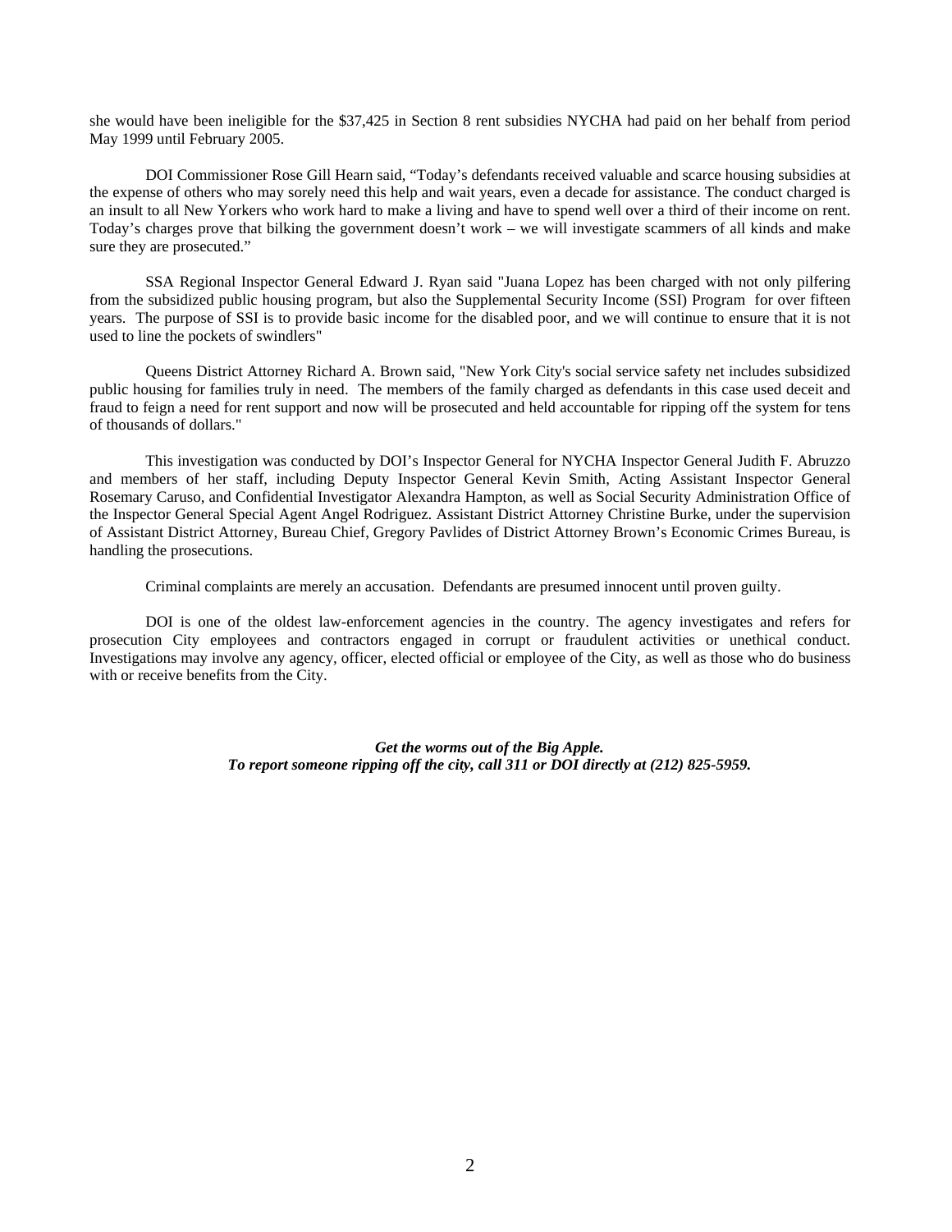she would have been ineligible for the $37,425 in Section 8 rent subsidies NYCHA had paid on her behalf from period May 1999 until February 2005.

DOI Commissioner Rose Gill Hearn said, "Today's defendants received valuable and scarce housing subsidies at the expense of others who may sorely need this help and wait years, even a decade for assistance. The conduct charged is an insult to all New Yorkers who work hard to make a living and have to spend well over a third of their income on rent. Today's charges prove that bilking the government doesn't work – we will investigate scammers of all kinds and make sure they are prosecuted."

SSA Regional Inspector General Edward J. Ryan said "Juana Lopez has been charged with not only pilfering from the subsidized public housing program, but also the Supplemental Security Income (SSI) Program for over fifteen years. The purpose of SSI is to provide basic income for the disabled poor, and we will continue to ensure that it is not used to line the pockets of swindlers"

Queens District Attorney Richard A. Brown said, "New York City's social service safety net includes subsidized public housing for families truly in need. The members of the family charged as defendants in this case used deceit and fraud to feign a need for rent support and now will be prosecuted and held accountable for ripping off the system for tens of thousands of dollars."

This investigation was conducted by DOI's Inspector General for NYCHA Inspector General Judith F. Abruzzo and members of her staff, including Deputy Inspector General Kevin Smith, Acting Assistant Inspector General Rosemary Caruso, and Confidential Investigator Alexandra Hampton, as well as Social Security Administration Office of the Inspector General Special Agent Angel Rodriguez. Assistant District Attorney Christine Burke, under the supervision of Assistant District Attorney, Bureau Chief, Gregory Pavlides of District Attorney Brown's Economic Crimes Bureau, is handling the prosecutions.

Criminal complaints are merely an accusation. Defendants are presumed innocent until proven guilty.

DOI is one of the oldest law-enforcement agencies in the country. The agency investigates and refers for prosecution City employees and contractors engaged in corrupt or fraudulent activities or unethical conduct. Investigations may involve any agency, officer, elected official or employee of the City, as well as those who do business with or receive benefits from the City.

***Get the worms out of the Big Apple.***
***To report someone ripping off the city, call 311 or DOI directly at (212) 825-5959.***